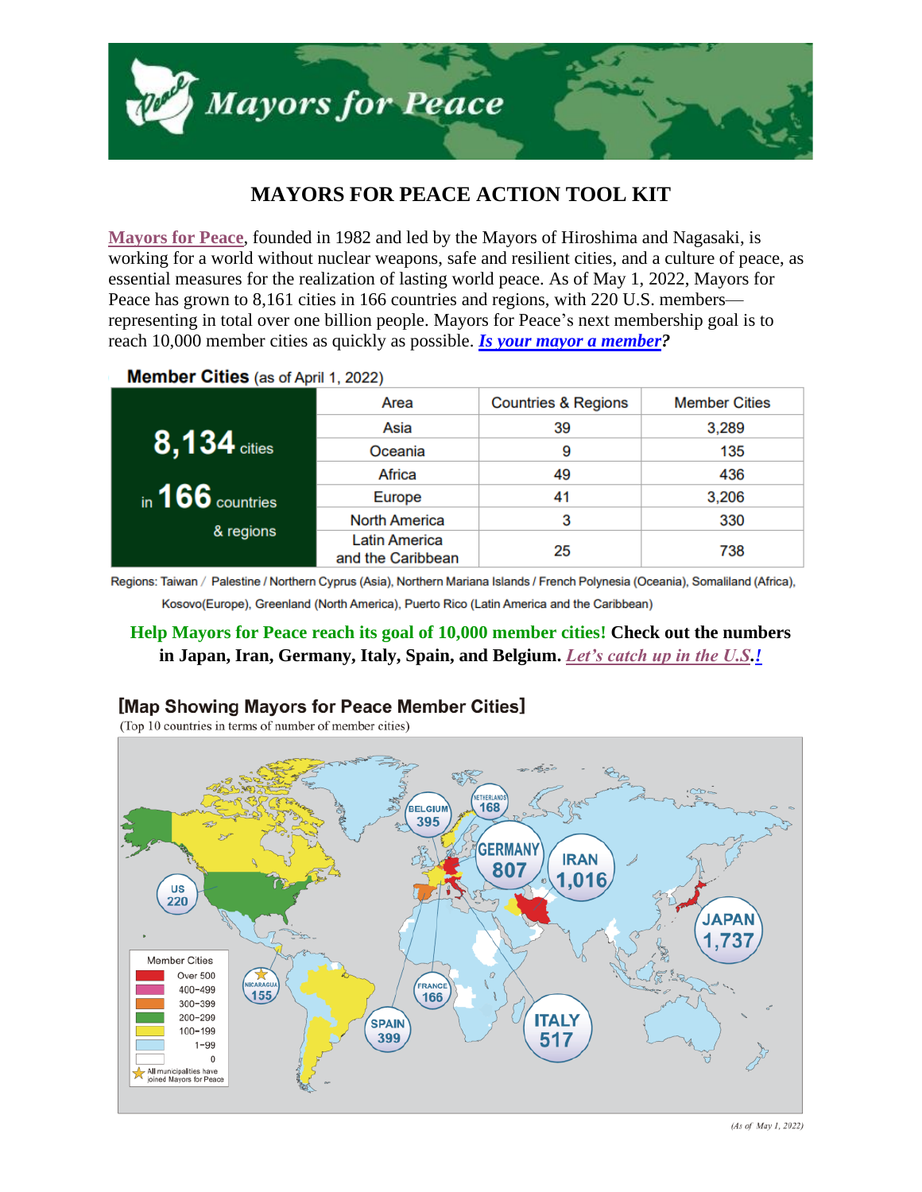# MAYORS FOR PEACE ACTION TOOL KIT

**Mayors for Peace**, founded in 1982 and led by the Mayors of Hiroshima and Nagasaki, is working for a world without nuclear weapons, safe and resilient cities, and a culture of peace, as essential measures for the realization of lasting world peace. As of May 1, 2022, Mayors for Peace has grown to 8,161 cities in 166 countries and regions, with 220 U.S. members—representing in total over one billion people. Mayors for Peace's next membership goal is to reach 10,000 member cities as quickly as possible. ***Is your mayor a member?***

**Member Cities** (as of April 1, 2022)

| 8,134 cities in 166 countries & regions | Area | Countries & Regions | Member Cities |
|---|---|---|---|
| | Asia | 39 | 3,289 |
| | Oceania | 9 | 135 |
| | Africa | 49 | 436 |
| | Europe | 41 | 3,206 |
| | North America | 3 | 330 |
| | Latin America and the Caribbean | 25 | 738 |

Regions: Taiwan / Palestine / Northern Cyprus (Asia), Northern Mariana Islands / French Polynesia (Oceania), Somaliland (Africa), Kosovo(Europe), Greenland (North America), Puerto Rico (Latin America and the Caribbean)

**Help Mayors for Peace reach its goal of 10,000 member cities! Check out the numbers in Japan, Iran, Germany, Italy, Spain, and Belgium. *Let's catch up in the U.S.!***

## [Map Showing Mayors for Peace Member Cities]

(Top 10 countries in terms of number of member cities)

JAPAN 1,737; IRAN 1,016; GERMANY 807; ITALY 517; SPAIN 399; BELGIUM 395; US 220; NETHERLANDS 168; FRANCE 166; NICARAGUA 155

Member Cities: Over 500; 400–499; 300–399; 200–299; 100–199; 1–99; 0; All municipalities have joined Mayors for Peace

(As of May 1, 2022)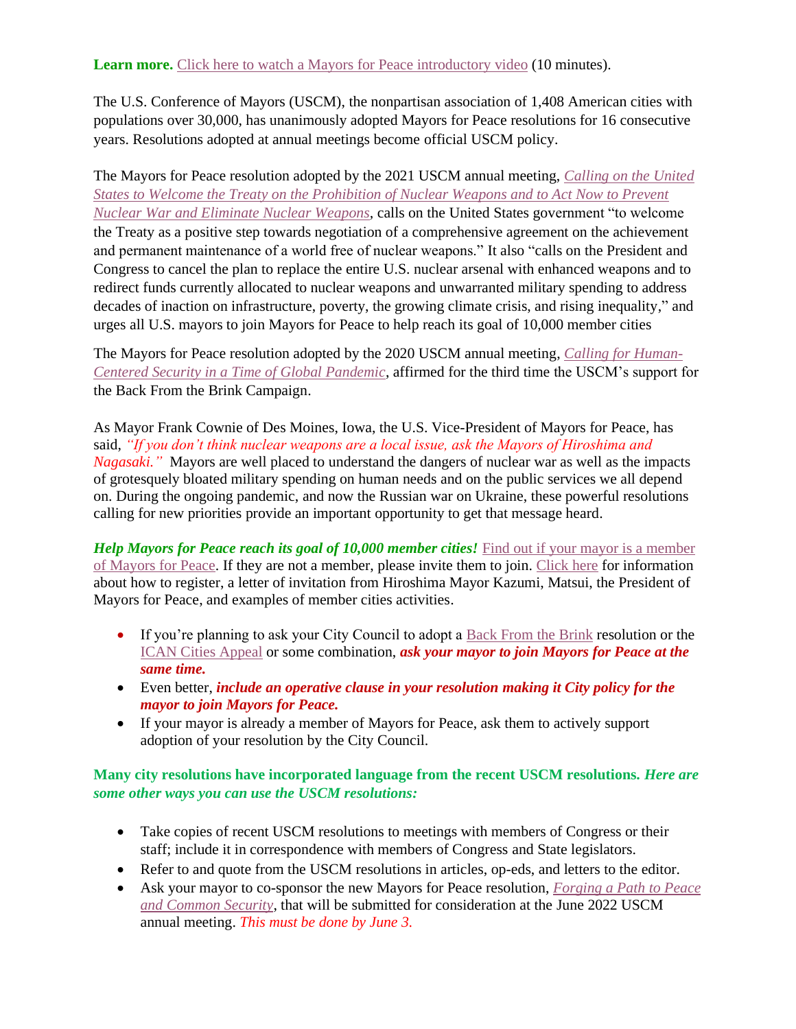**Learn more.** Click here to watch a Mayors for Peace introductory video (10 minutes).

The U.S. Conference of Mayors (USCM), the nonpartisan association of 1,408 American cities with populations over 30,000, has unanimously adopted Mayors for Peace resolutions for 16 consecutive years. Resolutions adopted at annual meetings become official USCM policy.

The Mayors for Peace resolution adopted by the 2021 USCM annual meeting, *Calling on the United States to Welcome the Treaty on the Prohibition of Nuclear Weapons and to Act Now to Prevent Nuclear War and Eliminate Nuclear Weapons*, calls on the United States government "to welcome the Treaty as a positive step towards negotiation of a comprehensive agreement on the achievement and permanent maintenance of a world free of nuclear weapons." It also "calls on the President and Congress to cancel the plan to replace the entire U.S. nuclear arsenal with enhanced weapons and to redirect funds currently allocated to nuclear weapons and unwarranted military spending to address decades of inaction on infrastructure, poverty, the growing climate crisis, and rising inequality," and urges all U.S. mayors to join Mayors for Peace to help reach its goal of 10,000 member cities

The Mayors for Peace resolution adopted by the 2020 USCM annual meeting, *Calling for Human-Centered Security in a Time of Global Pandemic*, affirmed for the third time the USCM's support for the Back From the Brink Campaign.

As Mayor Frank Cownie of Des Moines, Iowa, the U.S. Vice-President of Mayors for Peace, has said, *"If you don't think nuclear weapons are a local issue, ask the Mayors of Hiroshima and Nagasaki."* Mayors are well placed to understand the dangers of nuclear war as well as the impacts of grotesquely bloated military spending on human needs and on the public services we all depend on. During the ongoing pandemic, and now the Russian war on Ukraine, these powerful resolutions calling for new priorities provide an important opportunity to get that message heard.

***Help Mayors for Peace reach its goal of 10,000 member cities!*** Find out if your mayor is a member of Mayors for Peace. If they are not a member, please invite them to join. Click here for information about how to register, a letter of invitation from Hiroshima Mayor Kazumi, Matsui, the President of Mayors for Peace, and examples of member cities activities.

- If you're planning to ask your City Council to adopt a Back From the Brink resolution or the ICAN Cities Appeal or some combination, ***ask your mayor to join Mayors for Peace at the same time.***
- Even better, ***include an operative clause in your resolution making it City policy for the mayor to join Mayors for Peace.***
- If your mayor is already a member of Mayors for Peace, ask them to actively support adoption of your resolution by the City Council.

**Many city resolutions have incorporated language from the recent USCM resolutions.** ***Here are some other ways you can use the USCM resolutions:***

- Take copies of recent USCM resolutions to meetings with members of Congress or their staff; include it in correspondence with members of Congress and State legislators.
- Refer to and quote from the USCM resolutions in articles, op-eds, and letters to the editor.
- Ask your mayor to co-sponsor the new Mayors for Peace resolution, *Forging a Path to Peace and Common Security*, that will be submitted for consideration at the June 2022 USCM annual meeting. *This must be done by June 3.*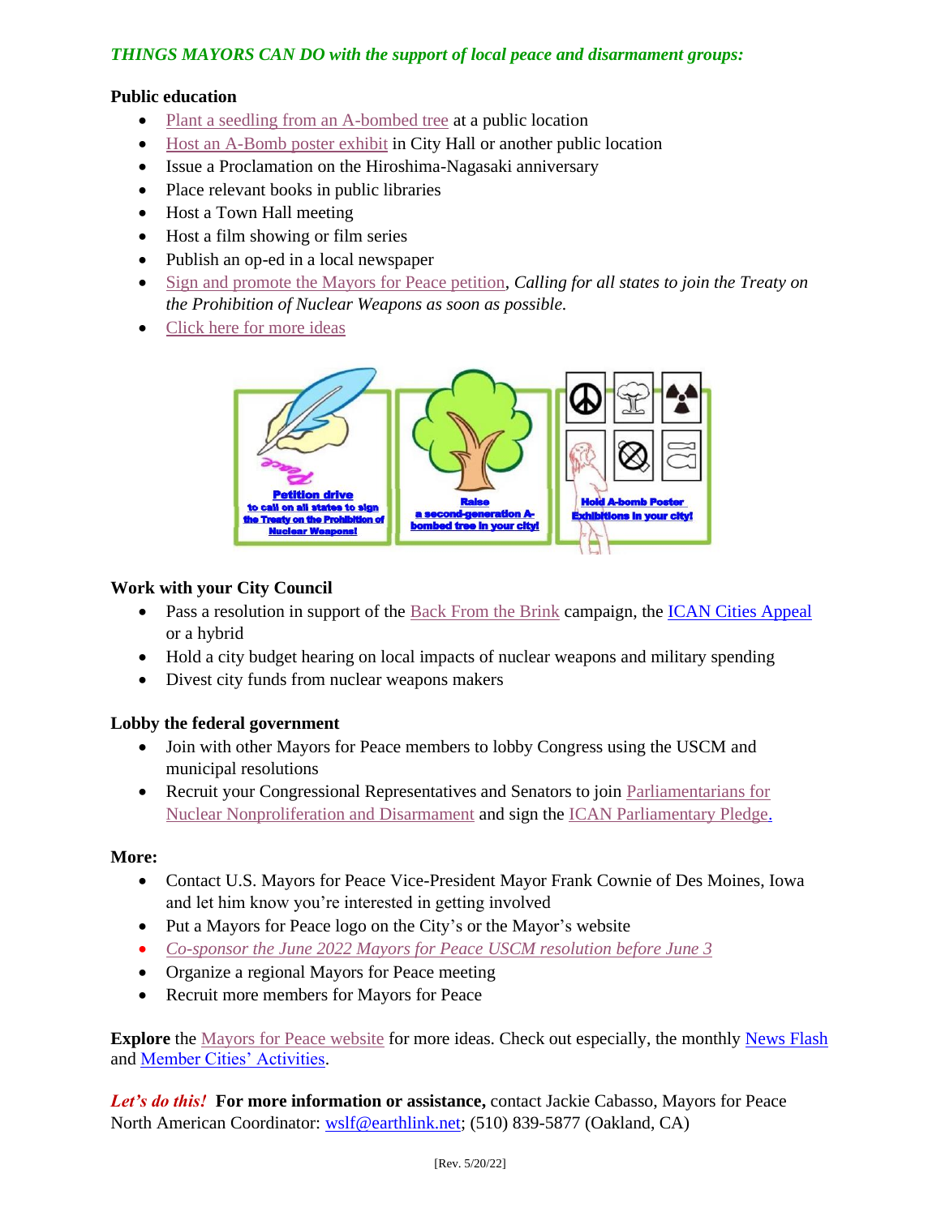*THINGS MAYORS CAN DO with the support of local peace and disarmament groups:*

**Public education**

- Plant a seedling from an A-bombed tree at a public location
- Host an A-Bomb poster exhibit in City Hall or another public location
- Issue a Proclamation on the Hiroshima-Nagasaki anniversary
- Place relevant books in public libraries
- Host a Town Hall meeting
- Host a film showing or film series
- Publish an op-ed in a local newspaper
- Sign and promote the Mayors for Peace petition, *Calling for all states to join the Treaty on the Prohibition of Nuclear Weapons as soon as possible.*
- Click here for more ideas

Petition drive to call on all states to sign the Treaty on the Prohibition of Nuclear Weapons!

Raise a second-generation A-bombed tree in your city!

Hold A-bomb Poster Exhibitions in your city!

**Work with your City Council**

- Pass a resolution in support of the Back From the Brink campaign, the ICAN Cities Appeal or a hybrid
- Hold a city budget hearing on local impacts of nuclear weapons and military spending
- Divest city funds from nuclear weapons makers

**Lobby the federal government**

- Join with other Mayors for Peace members to lobby Congress using the USCM and municipal resolutions
- Recruit your Congressional Representatives and Senators to join Parliamentarians for Nuclear Nonproliferation and Disarmament and sign the ICAN Parliamentary Pledge.

**More:**

- Contact U.S. Mayors for Peace Vice-President Mayor Frank Cownie of Des Moines, Iowa and let him know you're interested in getting involved
- Put a Mayors for Peace logo on the City's or the Mayor's website
- *Co-sponsor the June 2022 Mayors for Peace USCM resolution before June 3*
- Organize a regional Mayors for Peace meeting
- Recruit more members for Mayors for Peace

**Explore** the Mayors for Peace website for more ideas. Check out especially, the monthly News Flash and Member Cities' Activities.

***Let's do this!*** **For more information or assistance,** contact Jackie Cabasso, Mayors for Peace North American Coordinator: wslf@earthlink.net; (510) 839-5877 (Oakland, CA)

[Rev. 5/20/22]